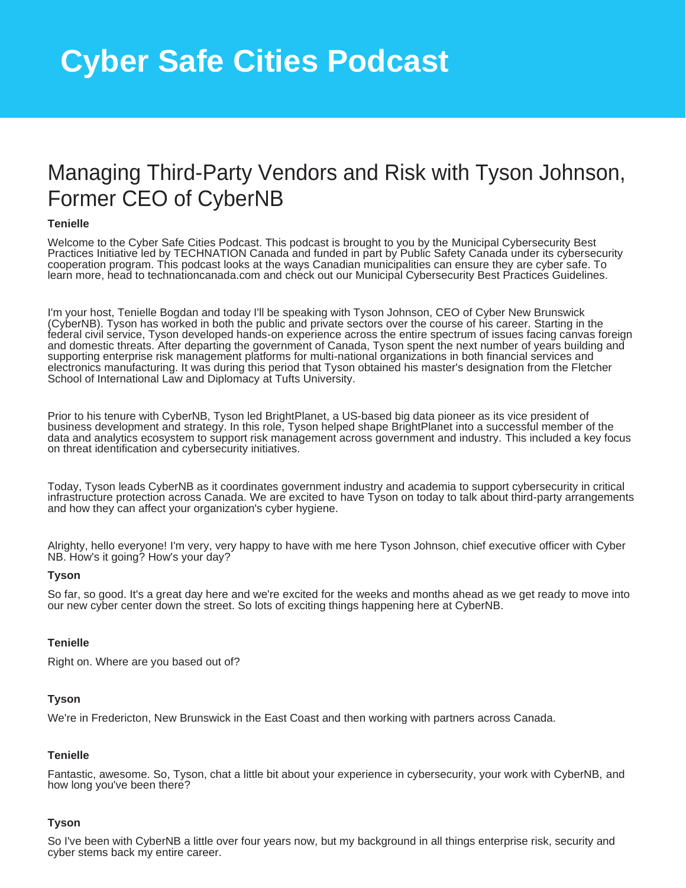# Cyber Safe Cities Podcast

## Managing Third-Party Vendors and Risk with Tyson Johnson, Former CEO of CyberNB

**Tenielle**

Welcome to the Cyber Safe Cities Podcast. This podcast is brought to you by the Municipal Cybersecurity Best Practices Initiative led by TECHNATION Canada and funded in part by Public Safety Canada under its cybersecurity cooperation program. This podcast looks at the ways Canadian municipalities can ensure they are cyber safe. To learn more, head to technationcanada.com and check out our Municipal Cybersecurity Best Practices Guidelines.

I'm your host, Tenielle Bogdan and today I'll be speaking with Tyson Johnson, CEO of Cyber New Brunswick (CyberNB). Tyson has worked in both the public and private sectors over the course of his career. Starting in the federal civil service, Tyson developed hands-on experience across the entire spectrum of issues facing canvas foreign and domestic threats. After departing the government of Canada, Tyson spent the next number of years building and supporting enterprise risk management platforms for multi-national organizations in both financial services and electronics manufacturing. It was during this period that Tyson obtained his master's designation from the Fletcher School of International Law and Diplomacy at Tufts University.

Prior to his tenure with CyberNB, Tyson led BrightPlanet, a US-based big data pioneer as its vice president of business development and strategy. In this role, Tyson helped shape BrightPlanet into a successful member of the data and analytics ecosystem to support risk management across government and industry. This included a key focus on threat identification and cybersecurity initiatives.

Today, Tyson leads CyberNB as it coordinates government industry and academia to support cybersecurity in critical infrastructure protection across Canada. We are excited to have Tyson on today to talk about third-party arrangements and how they can affect your organization's cyber hygiene.

Alrighty, hello everyone! I'm very, very happy to have with me here Tyson Johnson, chief executive officer with Cyber NB. How's it going? How's your day?

**Tyson**

So far, so good. It's a great day here and we're excited for the weeks and months ahead as we get ready to move into our new cyber center down the street. So lots of exciting things happening here at CyberNB.

**Tenielle**

Right on. Where are you based out of?

**Tyson**

We're in Fredericton, New Brunswick in the East Coast and then working with partners across Canada.

**Tenielle**

Fantastic, awesome. So, Tyson, chat a little bit about your experience in cybersecurity, your work with CyberNB, and how long you've been there?

**Tyson**

So I've been with CyberNB a little over four years now, but my background in all things enterprise risk, security and cyber stems back my entire career.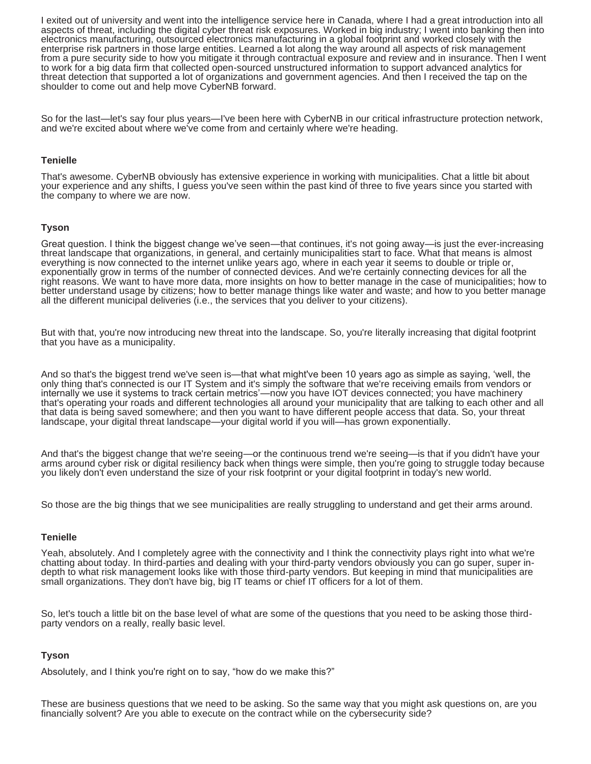I exited out of university and went into the intelligence service here in Canada, where I had a great introduction into all aspects of threat, including the digital cyber threat risk exposures. Worked in big industry; I went into banking then into electronics manufacturing, outsourced electronics manufacturing in a global footprint and worked closely with the enterprise risk partners in those large entities. Learned a lot along the way around all aspects of risk management from a pure security side to how you mitigate it through contractual exposure and review and in insurance. Then I went to work for a big data firm that collected open-sourced unstructured information to support advanced analytics for threat detection that supported a lot of organizations and government agencies. And then I received the tap on the shoulder to come out and help move CyberNB forward.

So for the last—let's say four plus years—I've been here with CyberNB in our critical infrastructure protection network, and we're excited about where we've come from and certainly where we're heading.

**Tenielle**

That's awesome. CyberNB obviously has extensive experience in working with municipalities. Chat a little bit about your experience and any shifts, I guess you've seen within the past kind of three to five years since you started with the company to where we are now.

**Tyson**

Great question. I think the biggest change we've seen—that continues, it's not going away—is just the ever-increasing threat landscape that organizations, in general, and certainly municipalities start to face. What that means is almost everything is now connected to the internet unlike years ago, where in each year it seems to double or triple or, exponentially grow in terms of the number of connected devices. And we're certainly connecting devices for all the right reasons. We want to have more data, more insights on how to better manage in the case of municipalities; how to better understand usage by citizens; how to better manage things like water and waste; and how to you better manage all the different municipal deliveries (i.e., the services that you deliver to your citizens).

But with that, you're now introducing new threat into the landscape. So, you're literally increasing that digital footprint that you have as a municipality.

And so that's the biggest trend we've seen is—that what might've been 10 years ago as simple as saying, 'well, the only thing that's connected is our IT System and it's simply the software that we're receiving emails from vendors or internally we use it systems to track certain metrics'—now you have IOT devices connected; you have machinery that's operating your roads and different technologies all around your municipality that are talking to each other and all that data is being saved somewhere; and then you want to have different people access that data. So, your threat landscape, your digital threat landscape—your digital world if you will—has grown exponentially.

And that's the biggest change that we're seeing—or the continuous trend we're seeing—is that if you didn't have your arms around cyber risk or digital resiliency back when things were simple, then you're going to struggle today because you likely don't even understand the size of your risk footprint or your digital footprint in today's new world.

So those are the big things that we see municipalities are really struggling to understand and get their arms around.

**Tenielle**

Yeah, absolutely. And I completely agree with the connectivity and I think the connectivity plays right into what we're chatting about today. In third-parties and dealing with your third-party vendors obviously you can go super, super in-depth to what risk management looks like with those third-party vendors. But keeping in mind that municipalities are small organizations. They don't have big, big IT teams or chief IT officers for a lot of them.

So, let's touch a little bit on the base level of what are some of the questions that you need to be asking those third-party vendors on a really, really basic level.

**Tyson**

Absolutely, and I think you're right on to say, "how do we make this?"

These are business questions that we need to be asking. So the same way that you might ask questions on, are you financially solvent? Are you able to execute on the contract while on the cybersecurity side?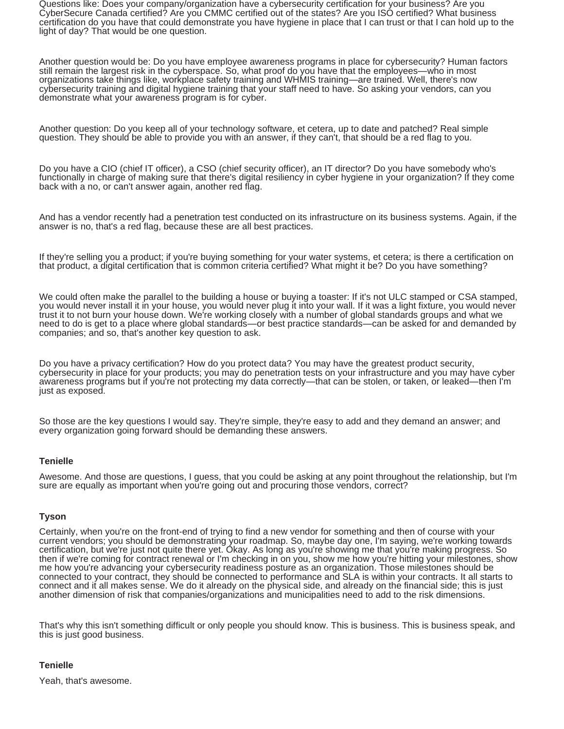Questions like: Does your company/organization have a cybersecurity certification for your business? Are you CyberSecure Canada certified? Are you CMMC certified out of the states? Are you ISO certified? What business certification do you have that could demonstrate you have hygiene in place that I can trust or that I can hold up to the light of day? That would be one question.

Another question would be: Do you have employee awareness programs in place for cybersecurity? Human factors still remain the largest risk in the cyberspace. So, what proof do you have that the employees—who in most organizations take things like, workplace safety training and WHMIS training—are trained. Well, there's now cybersecurity training and digital hygiene training that your staff need to have. So asking your vendors, can you demonstrate what your awareness program is for cyber.

Another question: Do you keep all of your technology software, et cetera, up to date and patched? Real simple question. They should be able to provide you with an answer, if they can't, that should be a red flag to you.

Do you have a CIO (chief IT officer), a CSO (chief security officer), an IT director? Do you have somebody who's functionally in charge of making sure that there's digital resiliency in cyber hygiene in your organization? If they come back with a no, or can't answer again, another red flag.

And has a vendor recently had a penetration test conducted on its infrastructure on its business systems. Again, if the answer is no, that's a red flag, because these are all best practices.

If they're selling you a product; if you're buying something for your water systems, et cetera; is there a certification on that product, a digital certification that is common criteria certified? What might it be? Do you have something?

We could often make the parallel to the building a house or buying a toaster: If it's not ULC stamped or CSA stamped, you would never install it in your house, you would never plug it into your wall. If it was a light fixture, you would never trust it to not burn your house down. We're working closely with a number of global standards groups and what we need to do is get to a place where global standards—or best practice standards—can be asked for and demanded by companies; and so, that's another key question to ask.

Do you have a privacy certification? How do you protect data? You may have the greatest product security, cybersecurity in place for your products; you may do penetration tests on your infrastructure and you may have cyber awareness programs but if you're not protecting my data correctly—that can be stolen, or taken, or leaked—then I'm just as exposed.

So those are the key questions I would say. They're simple, they're easy to add and they demand an answer; and every organization going forward should be demanding these answers.

**Tenielle**

Awesome. And those are questions, I guess, that you could be asking at any point throughout the relationship, but I'm sure are equally as important when you're going out and procuring those vendors, correct?

**Tyson**

Certainly, when you're on the front-end of trying to find a new vendor for something and then of course with your current vendors; you should be demonstrating your roadmap. So, maybe day one, I'm saying, we're working towards certification, but we're just not quite there yet. Okay. As long as you're showing me that you're making progress. So then if we're coming for contract renewal or I'm checking in on you, show me how you're hitting your milestones, show me how you're advancing your cybersecurity readiness posture as an organization. Those milestones should be connected to your contract, they should be connected to performance and SLA is within your contracts. It all starts to connect and it all makes sense. We do it already on the physical side, and already on the financial side; this is just another dimension of risk that companies/organizations and municipalities need to add to the risk dimensions.

That's why this isn't something difficult or only people you should know. This is business. This is business speak, and this is just good business.

**Tenielle**

Yeah, that's awesome.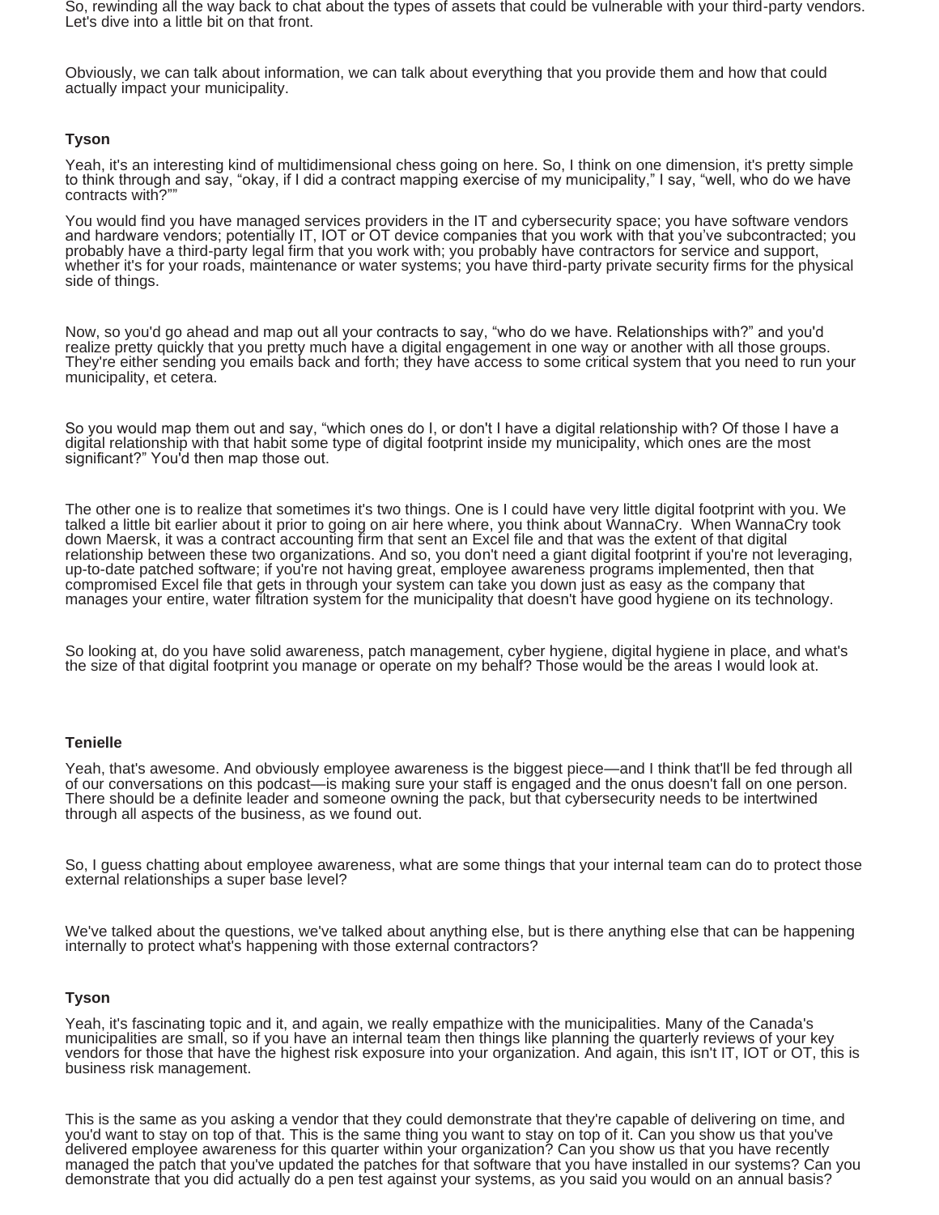So, rewinding all the way back to chat about the types of assets that could be vulnerable with your third-party vendors. Let's dive into a little bit on that front.

Obviously, we can talk about information, we can talk about everything that you provide them and how that could actually impact your municipality.

**Tyson**

Yeah, it's an interesting kind of multidimensional chess going on here. So, I think on one dimension, it's pretty simple to think through and say, "okay, if I did a contract mapping exercise of my municipality," I say, "well, who do we have contracts with?""

You would find you have managed services providers in the IT and cybersecurity space; you have software vendors and hardware vendors; potentially IT, IOT or OT device companies that you work with that you've subcontracted; you probably have a third-party legal firm that you work with; you probably have contractors for service and support, whether it's for your roads, maintenance or water systems; you have third-party private security firms for the physical side of things.

Now, so you'd go ahead and map out all your contracts to say, "who do we have. Relationships with?" and you'd realize pretty quickly that you pretty much have a digital engagement in one way or another with all those groups. They're either sending you emails back and forth; they have access to some critical system that you need to run your municipality, et cetera.

So you would map them out and say, "which ones do I, or don't I have a digital relationship with? Of those I have a digital relationship with that habit some type of digital footprint inside my municipality, which ones are the most significant?" You'd then map those out.

The other one is to realize that sometimes it's two things. One is I could have very little digital footprint with you. We talked a little bit earlier about it prior to going on air here where, you think about WannaCry. When WannaCry took down Maersk, it was a contract accounting firm that sent an Excel file and that was the extent of that digital relationship between these two organizations. And so, you don't need a giant digital footprint if you're not leveraging, up-to-date patched software; if you're not having great, employee awareness programs implemented, then that compromised Excel file that gets in through your system can take you down just as easy as the company that manages your entire, water filtration system for the municipality that doesn't have good hygiene on its technology.

So looking at, do you have solid awareness, patch management, cyber hygiene, digital hygiene in place, and what's the size of that digital footprint you manage or operate on my behalf? Those would be the areas I would look at.

**Tenielle**

Yeah, that's awesome. And obviously employee awareness is the biggest piece—and I think that'll be fed through all of our conversations on this podcast—is making sure your staff is engaged and the onus doesn't fall on one person. There should be a definite leader and someone owning the pack, but that cybersecurity needs to be intertwined through all aspects of the business, as we found out.

So, I guess chatting about employee awareness, what are some things that your internal team can do to protect those external relationships a super base level?

We've talked about the questions, we've talked about anything else, but is there anything else that can be happening internally to protect what's happening with those external contractors?

**Tyson**

Yeah, it's fascinating topic and it, and again, we really empathize with the municipalities. Many of the Canada's municipalities are small, so if you have an internal team then things like planning the quarterly reviews of your key vendors for those that have the highest risk exposure into your organization. And again, this isn't IT, IOT or OT, this is business risk management.

This is the same as you asking a vendor that they could demonstrate that they're capable of delivering on time, and you'd want to stay on top of that. This is the same thing you want to stay on top of it. Can you show us that you've delivered employee awareness for this quarter within your organization? Can you show us that you have recently managed the patch that you've updated the patches for that software that you have installed in our systems? Can you demonstrate that you did actually do a pen test against your systems, as you said you would on an annual basis?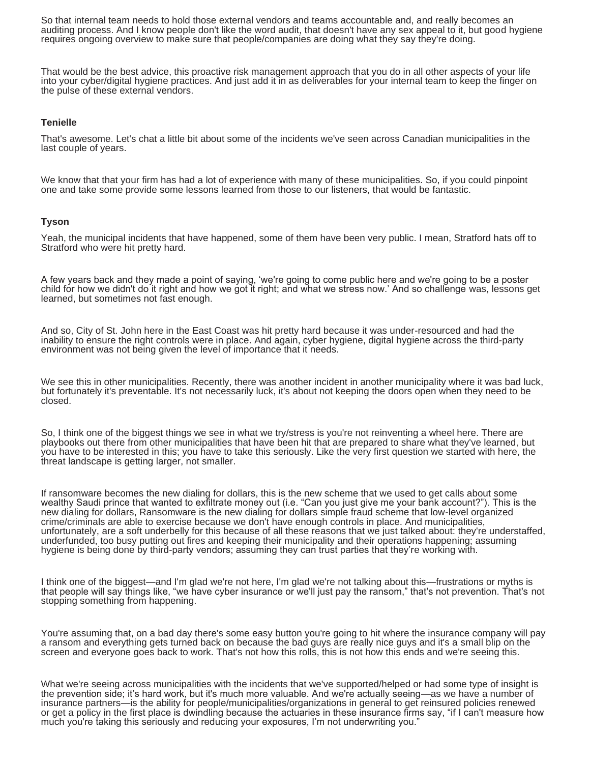So that internal team needs to hold those external vendors and teams accountable and, and really becomes an auditing process. And I know people don't like the word audit, that doesn't have any sex appeal to it, but good hygiene requires ongoing overview to make sure that people/companies are doing what they say they're doing.

That would be the best advice, this proactive risk management approach that you do in all other aspects of your life into your cyber/digital hygiene practices. And just add it in as deliverables for your internal team to keep the finger on the pulse of these external vendors.

**Tenielle**

That's awesome. Let's chat a little bit about some of the incidents we've seen across Canadian municipalities in the last couple of years.

We know that that your firm has had a lot of experience with many of these municipalities. So, if you could pinpoint one and take some provide some lessons learned from those to our listeners, that would be fantastic.

**Tyson**

Yeah, the municipal incidents that have happened, some of them have been very public. I mean, Stratford hats off to Stratford who were hit pretty hard.

A few years back and they made a point of saying, 'we're going to come public here and we're going to be a poster child for how we didn't do it right and how we got it right; and what we stress now.' And so challenge was, lessons get learned, but sometimes not fast enough.

And so, City of St. John here in the East Coast was hit pretty hard because it was under-resourced and had the inability to ensure the right controls were in place. And again, cyber hygiene, digital hygiene across the third-party environment was not being given the level of importance that it needs.

We see this in other municipalities. Recently, there was another incident in another municipality where it was bad luck, but fortunately it's preventable. It's not necessarily luck, it's about not keeping the doors open when they need to be closed.

So, I think one of the biggest things we see in what we try/stress is you're not reinventing a wheel here. There are playbooks out there from other municipalities that have been hit that are prepared to share what they've learned, but you have to be interested in this; you have to take this seriously. Like the very first question we started with here, the threat landscape is getting larger, not smaller.

If ransomware becomes the new dialing for dollars, this is the new scheme that we used to get calls about some wealthy Saudi prince that wanted to exfiltrate money out (i.e. "Can you just give me your bank account?"). This is the new dialing for dollars, Ransomware is the new dialing for dollars simple fraud scheme that low-level organized crime/criminals are able to exercise because we don't have enough controls in place. And municipalities, unfortunately, are a soft underbelly for this because of all these reasons that we just talked about: they're understaffed, underfunded, too busy putting out fires and keeping their municipality and their operations happening; assuming hygiene is being done by third-party vendors; assuming they can trust parties that they're working with.

I think one of the biggest—and I'm glad we're not here, I'm glad we're not talking about this—frustrations or myths is that people will say things like, "we have cyber insurance or we'll just pay the ransom," that's not prevention. That's not stopping something from happening.

You're assuming that, on a bad day there's some easy button you're going to hit where the insurance company will pay a ransom and everything gets turned back on because the bad guys are really nice guys and it's a small blip on the screen and everyone goes back to work. That's not how this rolls, this is not how this ends and we're seeing this.

What we're seeing across municipalities with the incidents that we've supported/helped or had some type of insight is the prevention side; it's hard work, but it's much more valuable. And we're actually seeing—as we have a number of insurance partners—is the ability for people/municipalities/organizations in general to get reinsured policies renewed or get a policy in the first place is dwindling because the actuaries in these insurance firms say, "if I can't measure how much you're taking this seriously and reducing your exposures, I'm not underwriting you."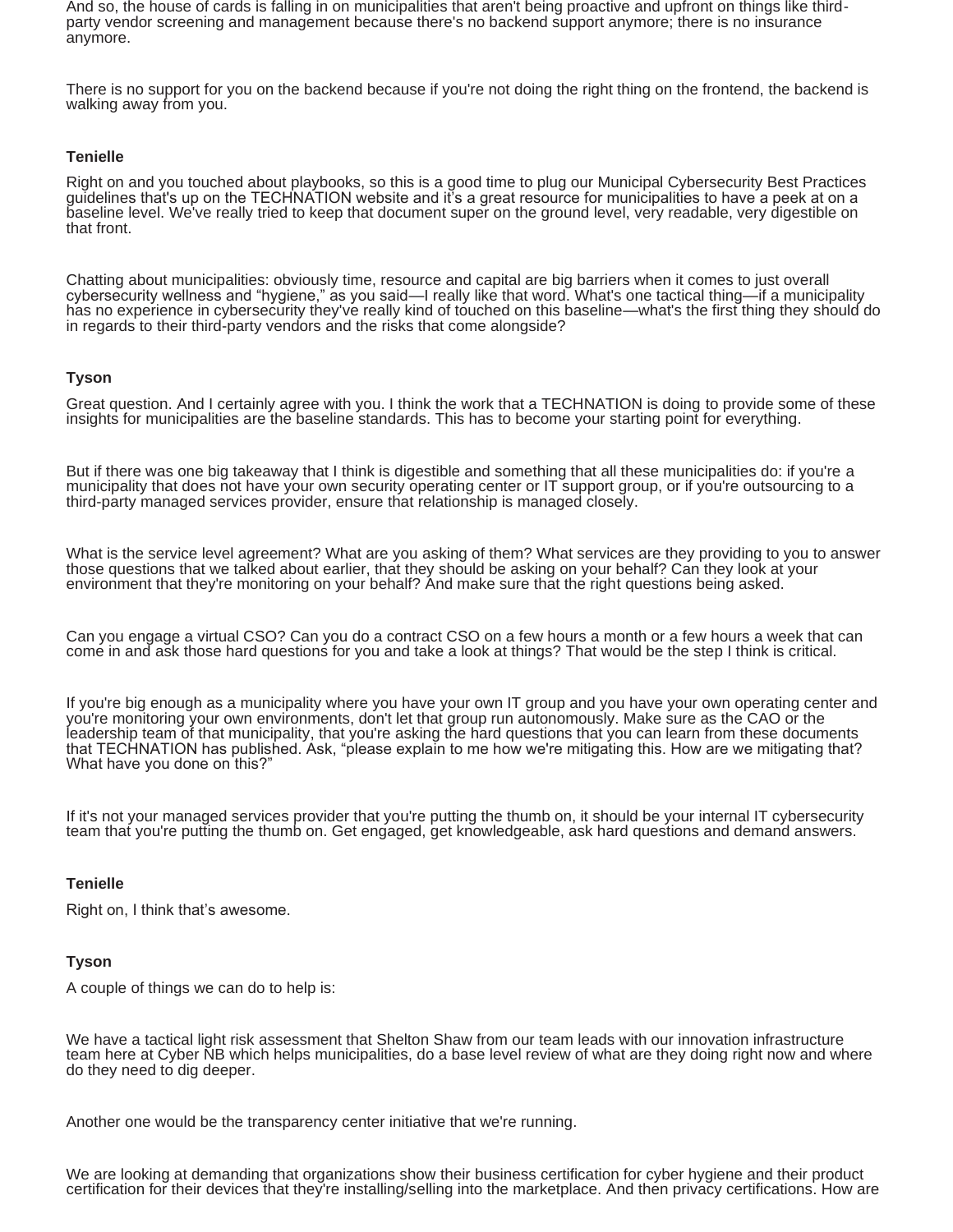And so, the house of cards is falling in on municipalities that aren't being proactive and upfront on things like third-party vendor screening and management because there's no backend support anymore; there is no insurance anymore.

There is no support for you on the backend because if you're not doing the right thing on the frontend, the backend is walking away from you.

**Tenielle**

Right on and you touched about playbooks, so this is a good time to plug our Municipal Cybersecurity Best Practices guidelines that's up on the TECHNATION website and it's a great resource for municipalities to have a peek at on a baseline level. We've really tried to keep that document super on the ground level, very readable, very digestible on that front.

Chatting about municipalities: obviously time, resource and capital are big barriers when it comes to just overall cybersecurity wellness and "hygiene," as you said—I really like that word. What's one tactical thing—if a municipality has no experience in cybersecurity they've really kind of touched on this baseline—what's the first thing they should do in regards to their third-party vendors and the risks that come alongside?

**Tyson**

Great question. And I certainly agree with you. I think the work that a TECHNATION is doing to provide some of these insights for municipalities are the baseline standards. This has to become your starting point for everything.

But if there was one big takeaway that I think is digestible and something that all these municipalities do: if you're a municipality that does not have your own security operating center or IT support group, or if you're outsourcing to a third-party managed services provider, ensure that relationship is managed closely.

What is the service level agreement? What are you asking of them? What services are they providing to you to answer those questions that we talked about earlier, that they should be asking on your behalf? Can they look at your environment that they're monitoring on your behalf? And make sure that the right questions being asked.

Can you engage a virtual CSO? Can you do a contract CSO on a few hours a month or a few hours a week that can come in and ask those hard questions for you and take a look at things? That would be the step I think is critical.

If you're big enough as a municipality where you have your own IT group and you have your own operating center and you're monitoring your own environments, don't let that group run autonomously. Make sure as the CAO or the leadership team of that municipality, that you're asking the hard questions that you can learn from these documents that TECHNATION has published. Ask, "please explain to me how we're mitigating this. How are we mitigating that? What have you done on this?"

If it's not your managed services provider that you're putting the thumb on, it should be your internal IT cybersecurity team that you're putting the thumb on. Get engaged, get knowledgeable, ask hard questions and demand answers.

**Tenielle**

Right on, I think that's awesome.

**Tyson**

A couple of things we can do to help is:

We have a tactical light risk assessment that Shelton Shaw from our team leads with our innovation infrastructure team here at Cyber NB which helps municipalities, do a base level review of what are they doing right now and where do they need to dig deeper.

Another one would be the transparency center initiative that we're running.

We are looking at demanding that organizations show their business certification for cyber hygiene and their product certification for their devices that they're installing/selling into the marketplace. And then privacy certifications. How are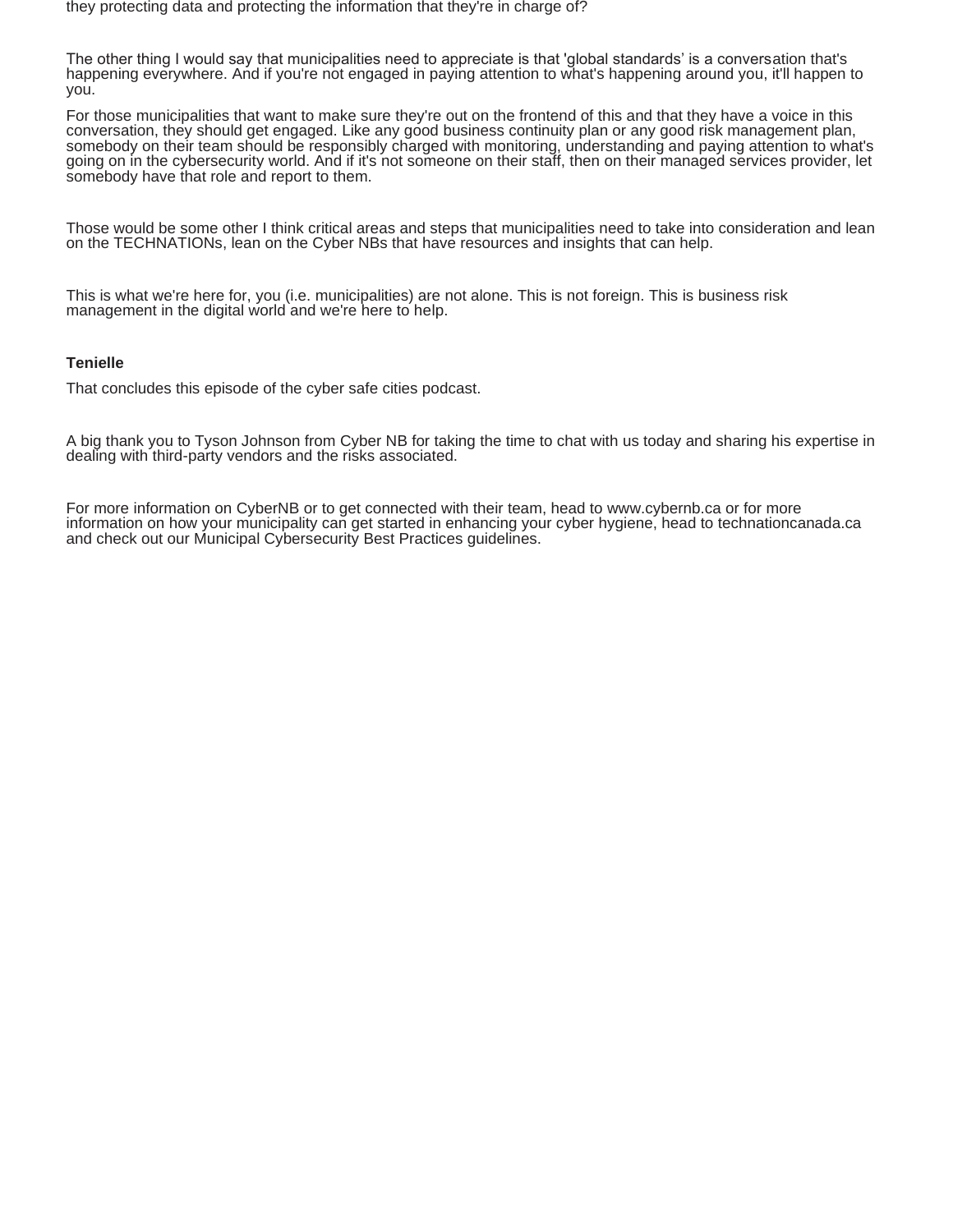they protecting data and protecting the information that they're in charge of?

The other thing I would say that municipalities need to appreciate is that 'global standards' is a conversation that's happening everywhere. And if you're not engaged in paying attention to what's happening around you, it'll happen to you.

For those municipalities that want to make sure they're out on the frontend of this and that they have a voice in this conversation, they should get engaged. Like any good business continuity plan or any good risk management plan, somebody on their team should be responsibly charged with monitoring, understanding and paying attention to what's going on in the cybersecurity world. And if it's not someone on their staff, then on their managed services provider, let somebody have that role and report to them.

Those would be some other I think critical areas and steps that municipalities need to take into consideration and lean on the TECHNATIONs, lean on the Cyber NBs that have resources and insights that can help.

This is what we're here for, you (i.e. municipalities) are not alone. This is not foreign. This is business risk management in the digital world and we're here to help.

**Tenielle**

That concludes this episode of the cyber safe cities podcast.

A big thank you to Tyson Johnson from Cyber NB for taking the time to chat with us today and sharing his expertise in dealing with third-party vendors and the risks associated.

For more information on CyberNB or to get connected with their team, head to www.cybernb.ca or for more information on how your municipality can get started in enhancing your cyber hygiene, head to technationcanada.ca and check out our Municipal Cybersecurity Best Practices guidelines.